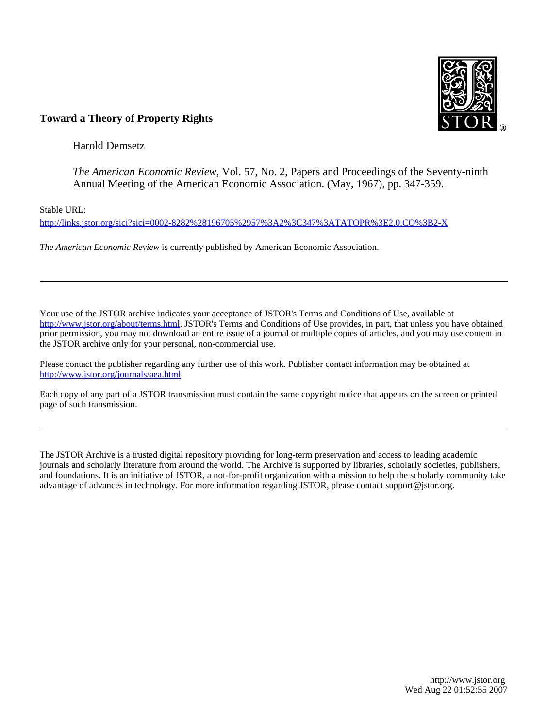**Toward a Theory of Property Rights**

Harold Demsetz

*The American Economic Review*, Vol. 57, No. 2, Papers and Proceedings of the Seventy-ninth Annual Meeting of the American Economic Association. (May, 1967), pp. 347-359.

Stable URL:

http://links.jstor.org/sici?sici=0002-8282%28196705%2957%3A2%3C347%3ATATOPR%3E2.0.CO%3B2-X

*The American Economic Review* is currently published by American Economic Association.

---

Your use of the JSTOR archive indicates your acceptance of JSTOR's Terms and Conditions of Use, available at http://www.jstor.org/about/terms.html. JSTOR's Terms and Conditions of Use provides, in part, that unless you have obtained prior permission, you may not download an entire issue of a journal or multiple copies of articles, and you may use content in the JSTOR archive only for your personal, non-commercial use.

Please contact the publisher regarding any further use of this work. Publisher contact information may be obtained at http://www.jstor.org/journals/aea.html.

Each copy of any part of a JSTOR transmission must contain the same copyright notice that appears on the screen or printed page of such transmission.

---

The JSTOR Archive is a trusted digital repository providing for long-term preservation and access to leading academic journals and scholarly literature from around the world. The Archive is supported by libraries, scholarly societies, publishers, and foundations. It is an initiative of JSTOR, a not-for-profit organization with a mission to help the scholarly community take advantage of advances in technology. For more information regarding JSTOR, please contact support@jstor.org.

http://www.jstor.org
Wed Aug 22 01:52:55 2007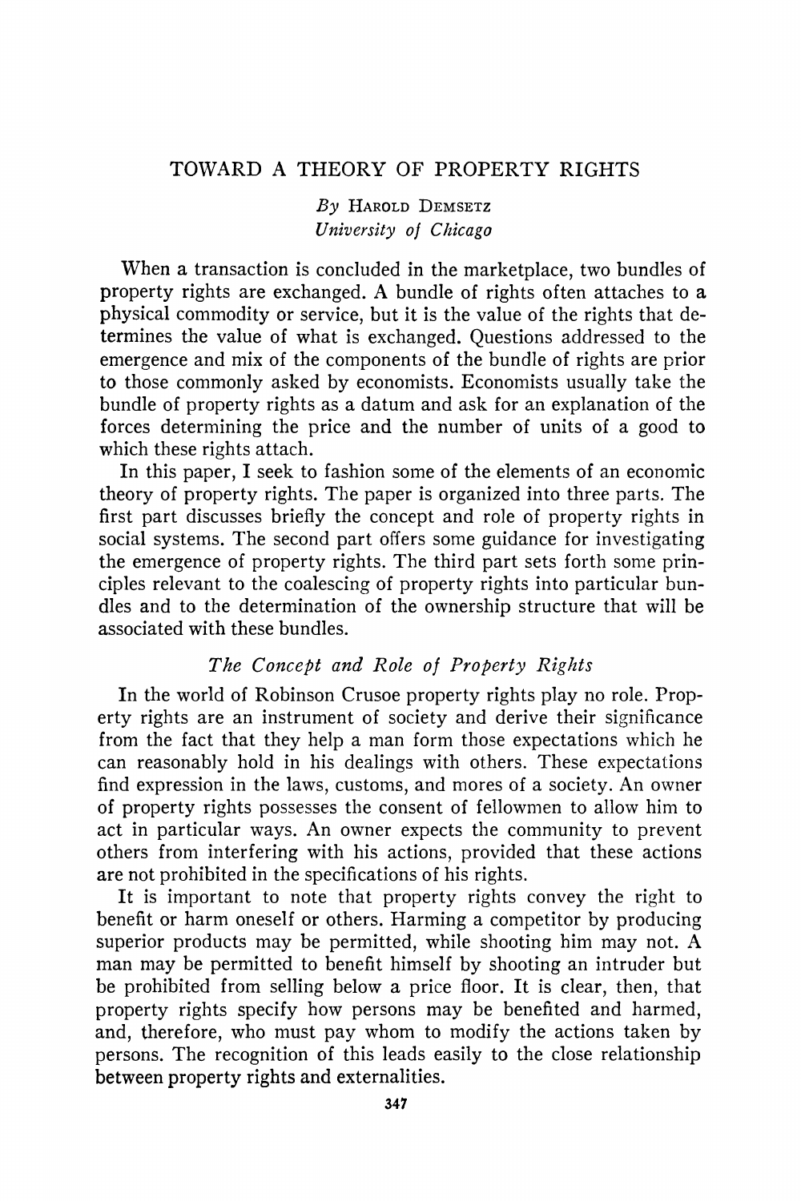# TOWARD A THEORY OF PROPERTY RIGHTS

*By* Harold Demsetz
*University of Chicago*

When a transaction is concluded in the marketplace, two bundles of property rights are exchanged. A bundle of rights often attaches to a physical commodity or service, but it is the value of the rights that determines the value of what is exchanged. Questions addressed to the emergence and mix of the components of the bundle of rights are prior to those commonly asked by economists. Economists usually take the bundle of property rights as a datum and ask for an explanation of the forces determining the price and the number of units of a good to which these rights attach.

In this paper, I seek to fashion some of the elements of an economic theory of property rights. The paper is organized into three parts. The first part discusses briefly the concept and role of property rights in social systems. The second part offers some guidance for investigating the emergence of property rights. The third part sets forth some principles relevant to the coalescing of property rights into particular bundles and to the determination of the ownership structure that will be associated with these bundles.

## *The Concept and Role of Property Rights*

In the world of Robinson Crusoe property rights play no role. Property rights are an instrument of society and derive their significance from the fact that they help a man form those expectations which he can reasonably hold in his dealings with others. These expectations find expression in the laws, customs, and mores of a society. An owner of property rights possesses the consent of fellowmen to allow him to act in particular ways. An owner expects the community to prevent others from interfering with his actions, provided that these actions are not prohibited in the specifications of his rights.

It is important to note that property rights convey the right to benefit or harm oneself or others. Harming a competitor by producing superior products may be permitted, while shooting him may not. A man may be permitted to benefit himself by shooting an intruder but be prohibited from selling below a price floor. It is clear, then, that property rights specify how persons may be benefited and harmed, and, therefore, who must pay whom to modify the actions taken by persons. The recognition of this leads easily to the close relationship between property rights and externalities.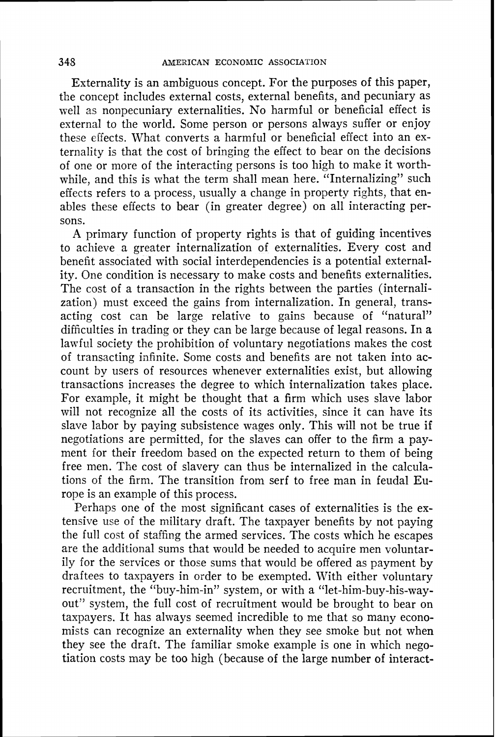Externality is an ambiguous concept. For the purposes of this paper, the concept includes external costs, external benefits, and pecuniary as well as nonpecuniary externalities. No harmful or beneficial effect is external to the world. Some person or persons always suffer or enjoy these effects. What converts a harmful or beneficial effect into an externality is that the cost of bringing the effect to bear on the decisions of one or more of the interacting persons is too high to make it worthwhile, and this is what the term shall mean here. "Internalizing" such effects refers to a process, usually a change in property rights, that enables these effects to bear (in greater degree) on all interacting persons.

A primary function of property rights is that of guiding incentives to achieve a greater internalization of externalities. Every cost and benefit associated with social interdependencies is a potential externality. One condition is necessary to make costs and benefits externalities. The cost of a transaction in the rights between the parties (internalization) must exceed the gains from internalization. In general, transacting cost can be large relative to gains because of "natural" difficulties in trading or they can be large because of legal reasons. In a lawful society the prohibition of voluntary negotiations makes the cost of transacting infinite. Some costs and benefits are not taken into account by users of resources whenever externalities exist, but allowing transactions increases the degree to which internalization takes place. For example, it might be thought that a firm which uses slave labor will not recognize all the costs of its activities, since it can have its slave labor by paying subsistence wages only. This will not be true if negotiations are permitted, for the slaves can offer to the firm a payment for their freedom based on the expected return to them of being free men. The cost of slavery can thus be internalized in the calculations of the firm. The transition from serf to free man in feudal Europe is an example of this process.

Perhaps one of the most significant cases of externalities is the extensive use of the military draft. The taxpayer benefits by not paying the full cost of staffing the armed services. The costs which he escapes are the additional sums that would be needed to acquire men voluntarily for the services or those sums that would be offered as payment by draftees to taxpayers in order to be exempted. With either voluntary recruitment, the "buy-him-in" system, or with a "let-him-buy-his-way-out" system, the full cost of recruitment would be brought to bear on taxpayers. It has always seemed incredible to me that so many economists can recognize an externality when they see smoke but not when they see the draft. The familiar smoke example is one in which negotiation costs may be too high (because of the large number of interact-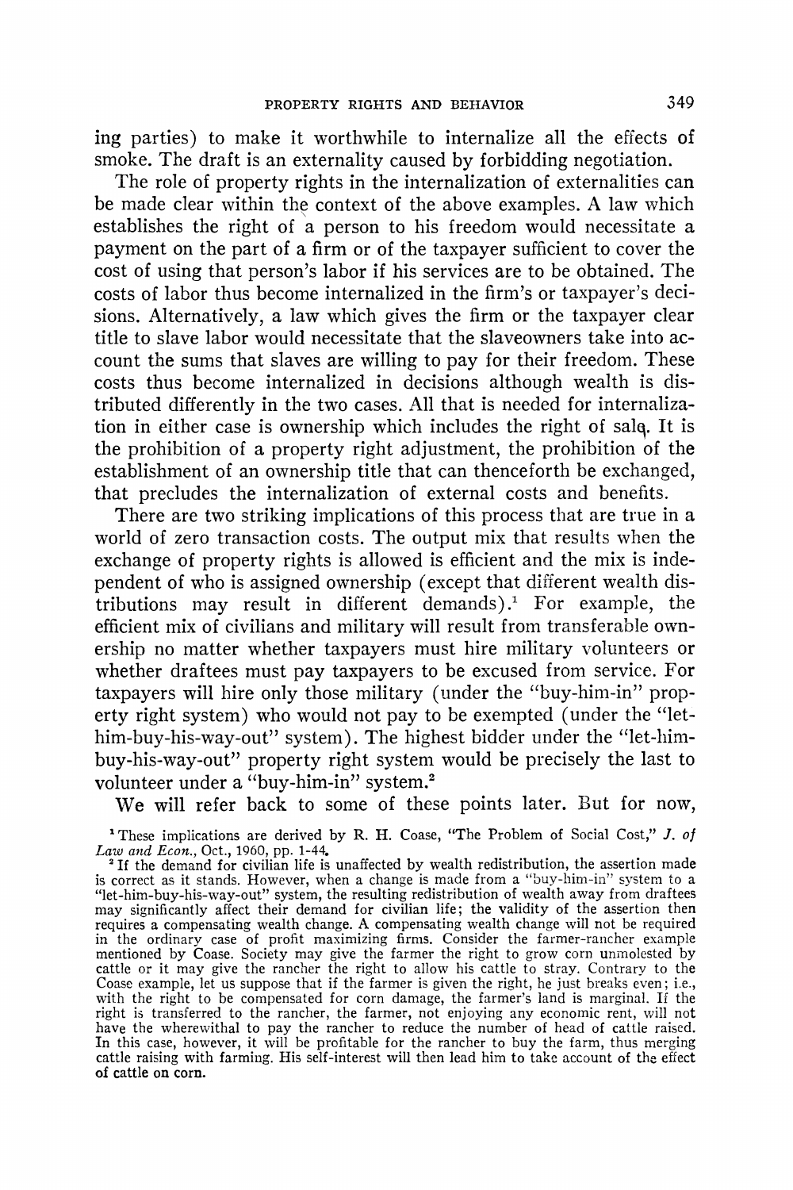ing parties) to make it worthwhile to internalize all the effects of smoke. The draft is an externality caused by forbidding negotiation.

The role of property rights in the internalization of externalities can be made clear within the context of the above examples. A law which establishes the right of a person to his freedom would necessitate a payment on the part of a firm or of the taxpayer sufficient to cover the cost of using that person's labor if his services are to be obtained. The costs of labor thus become internalized in the firm's or taxpayer's decisions. Alternatively, a law which gives the firm or the taxpayer clear title to slave labor would necessitate that the slaveowners take into account the sums that slaves are willing to pay for their freedom. These costs thus become internalized in decisions although wealth is distributed differently in the two cases. All that is needed for internalization in either case is ownership which includes the right of sale. It is the prohibition of a property right adjustment, the prohibition of the establishment of an ownership title that can thenceforth be exchanged, that precludes the internalization of external costs and benefits.

There are two striking implications of this process that are true in a world of zero transaction costs. The output mix that results when the exchange of property rights is allowed is efficient and the mix is independent of who is assigned ownership (except that different wealth distributions may result in different demands).[1] For example, the efficient mix of civilians and military will result from transferable ownership no matter whether taxpayers must hire military volunteers or whether draftees must pay taxpayers to be excused from service. For taxpayers will hire only those military (under the "buy-him-in" property right system) who would not pay to be exempted (under the "let-him-buy-his-way-out" system). The highest bidder under the "let-him-buy-his-way-out" property right system would be precisely the last to volunteer under a "buy-him-in" system.[2]

We will refer back to some of these points later. But for now,

---

[1] These implications are derived by R. H. Coase, "The Problem of Social Cost," *J. of Law and Econ.*, Oct., 1960, pp. 1-44.

[2] If the demand for civilian life is unaffected by wealth redistribution, the assertion made is correct as it stands. However, when a change is made from a "buy-him-in" system to a "let-him-buy-his-way-out" system, the resulting redistribution of wealth away from draftees may significantly affect their demand for civilian life; the validity of the assertion then requires a compensating wealth change. A compensating wealth change will not be required in the ordinary case of profit maximizing firms. Consider the farmer-rancher example mentioned by Coase. Society may give the farmer the right to grow corn unmolested by cattle or it may give the rancher the right to allow his cattle to stray. Contrary to the Coase example, let us suppose that if the farmer is given the right, he just breaks even; i.e., with the right to be compensated for corn damage, the farmer's land is marginal. If the right is transferred to the rancher, the farmer, not enjoying any economic rent, will not have the wherewithal to pay the rancher to reduce the number of head of cattle raised. In this case, however, it will be profitable for the rancher to buy the farm, thus merging cattle raising with farming. His self-interest will then lead him to take account of the effect of cattle on corn.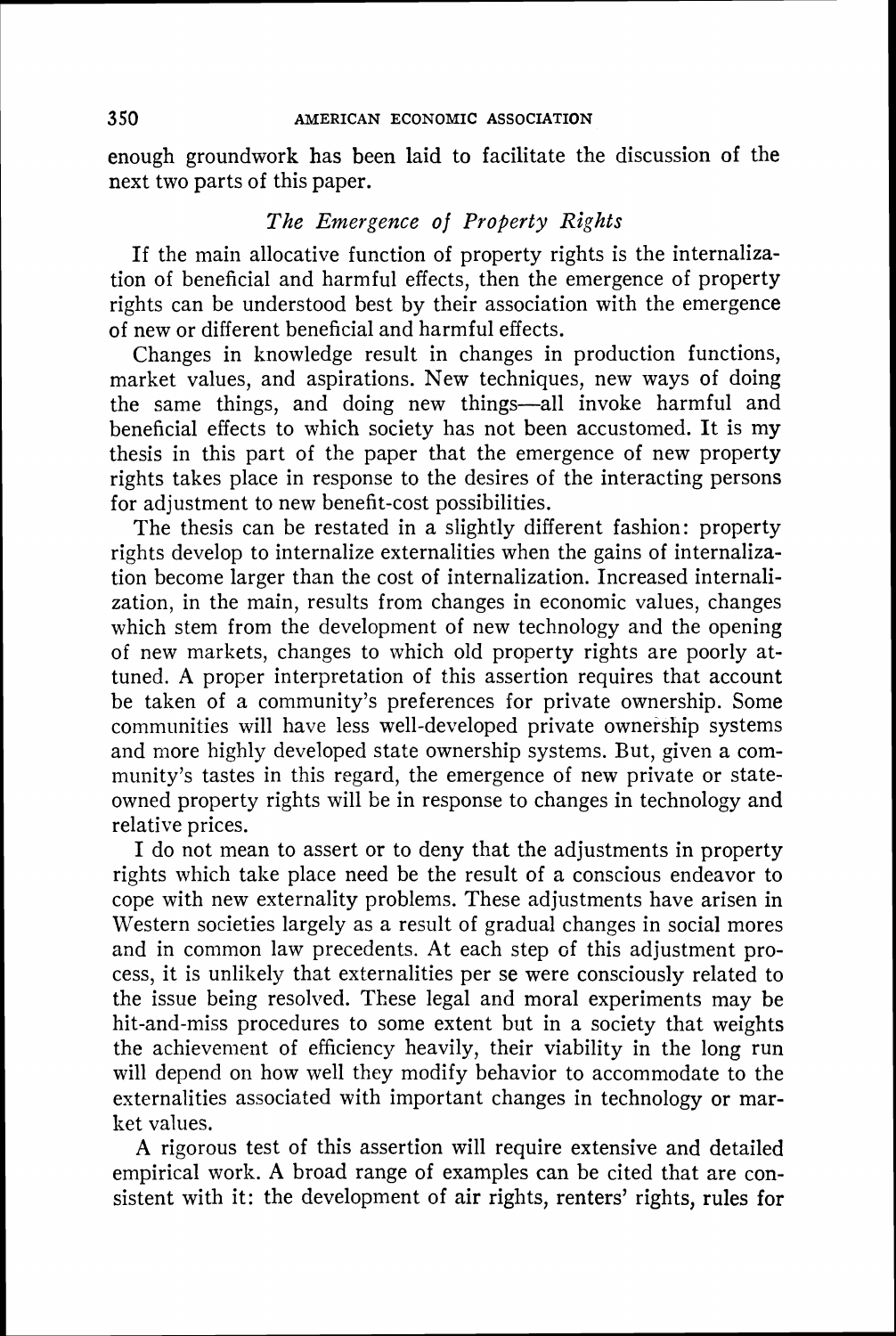enough groundwork has been laid to facilitate the discussion of the next two parts of this paper.

## *The Emergence of Property Rights*

If the main allocative function of property rights is the internalization of beneficial and harmful effects, then the emergence of property rights can be understood best by their association with the emergence of new or different beneficial and harmful effects.

Changes in knowledge result in changes in production functions, market values, and aspirations. New techniques, new ways of doing the same things, and doing new things—all invoke harmful and beneficial effects to which society has not been accustomed. It is my thesis in this part of the paper that the emergence of new property rights takes place in response to the desires of the interacting persons for adjustment to new benefit-cost possibilities.

The thesis can be restated in a slightly different fashion: property rights develop to internalize externalities when the gains of internalization become larger than the cost of internalization. Increased internalization, in the main, results from changes in economic values, changes which stem from the development of new technology and the opening of new markets, changes to which old property rights are poorly attuned. A proper interpretation of this assertion requires that account be taken of a community's preferences for private ownership. Some communities will have less well-developed private ownership systems and more highly developed state ownership systems. But, given a community's tastes in this regard, the emergence of new private or state-owned property rights will be in response to changes in technology and relative prices.

I do not mean to assert or to deny that the adjustments in property rights which take place need be the result of a conscious endeavor to cope with new externality problems. These adjustments have arisen in Western societies largely as a result of gradual changes in social mores and in common law precedents. At each step of this adjustment process, it is unlikely that externalities per se were consciously related to the issue being resolved. These legal and moral experiments may be hit-and-miss procedures to some extent but in a society that weights the achievement of efficiency heavily, their viability in the long run will depend on how well they modify behavior to accommodate to the externalities associated with important changes in technology or market values.

A rigorous test of this assertion will require extensive and detailed empirical work. A broad range of examples can be cited that are consistent with it: the development of air rights, renters' rights, rules for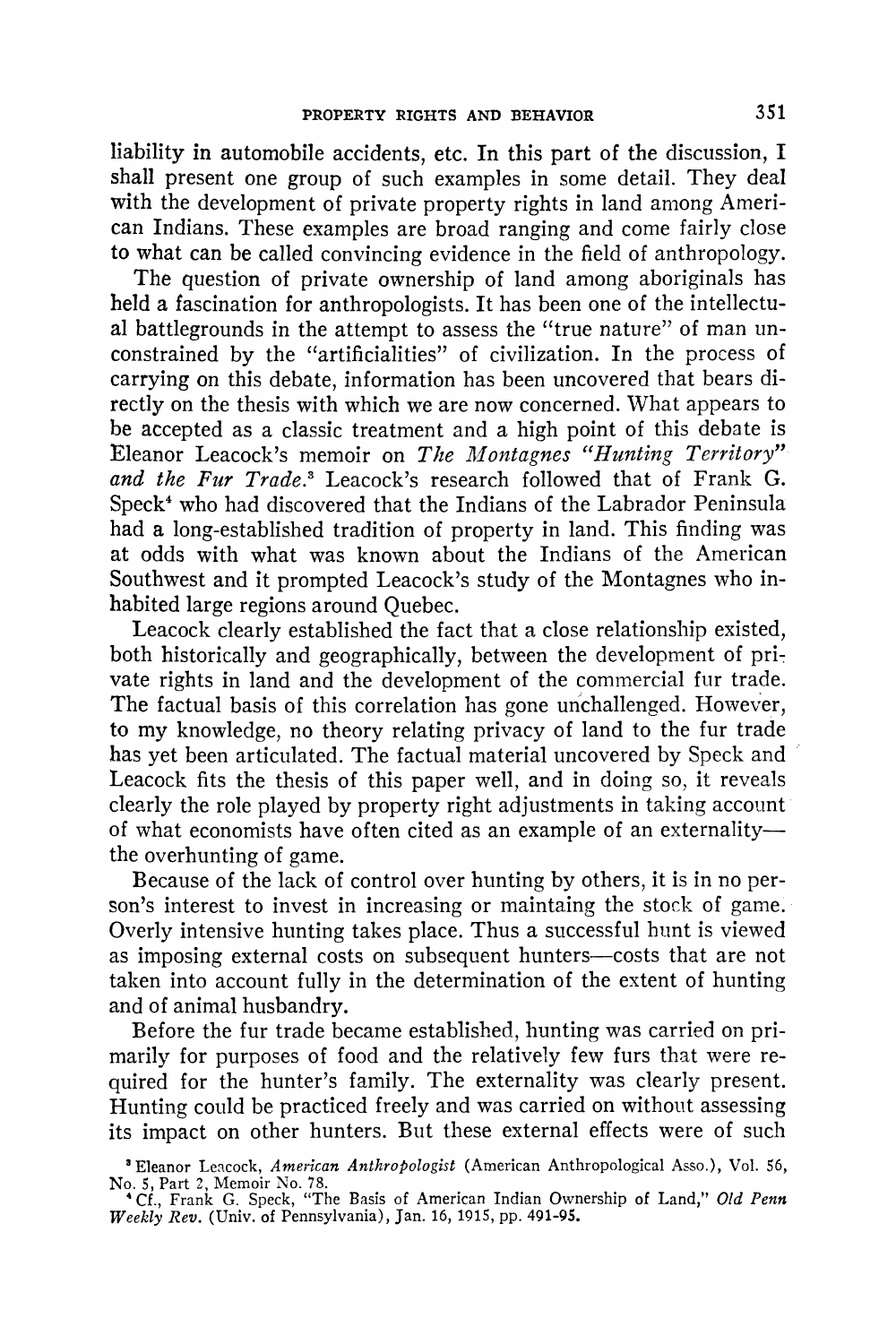liability in automobile accidents, etc. In this part of the discussion, I shall present one group of such examples in some detail. They deal with the development of private property rights in land among American Indians. These examples are broad ranging and come fairly close to what can be called convincing evidence in the field of anthropology.

The question of private ownership of land among aboriginals has held a fascination for anthropologists. It has been one of the intellectual battlegrounds in the attempt to assess the "true nature" of man unconstrained by the "artificialities" of civilization. In the process of carrying on this debate, information has been uncovered that bears directly on the thesis with which we are now concerned. What appears to be accepted as a classic treatment and a high point of this debate is Eleanor Leacock's memoir on *The Montagnes "Hunting Territory" and the Fur Trade*.[3] Leacock's research followed that of Frank G. Speck[4] who had discovered that the Indians of the Labrador Peninsula had a long-established tradition of property in land. This finding was at odds with what was known about the Indians of the American Southwest and it prompted Leacock's study of the Montagnes who inhabited large regions around Quebec.

Leacock clearly established the fact that a close relationship existed, both historically and geographically, between the development of private rights in land and the development of the commercial fur trade. The factual basis of this correlation has gone unchallenged. However, to my knowledge, no theory relating privacy of land to the fur trade has yet been articulated. The factual material uncovered by Speck and Leacock fits the thesis of this paper well, and in doing so, it reveals clearly the role played by property right adjustments in taking account of what economists have often cited as an example of an externality—the overhunting of game.

Because of the lack of control over hunting by others, it is in no person's interest to invest in increasing or maintaing the stock of game. Overly intensive hunting takes place. Thus a successful hunt is viewed as imposing external costs on subsequent hunters—costs that are not taken into account fully in the determination of the extent of hunting and of animal husbandry.

Before the fur trade became established, hunting was carried on primarily for purposes of food and the relatively few furs that were required for the hunter's family. The externality was clearly present. Hunting could be practiced freely and was carried on without assessing its impact on other hunters. But these external effects were of such

[3] Eleanor Leacock, *American Anthropologist* (American Anthropological Asso.), Vol. 56, No. 5, Part 2, Memoir No. 78.

[4] Cf., Frank G. Speck, "The Basis of American Indian Ownership of Land," *Old Penn Weekly Rev.* (Univ. of Pennsylvania), Jan. 16, 1915, pp. 491-95.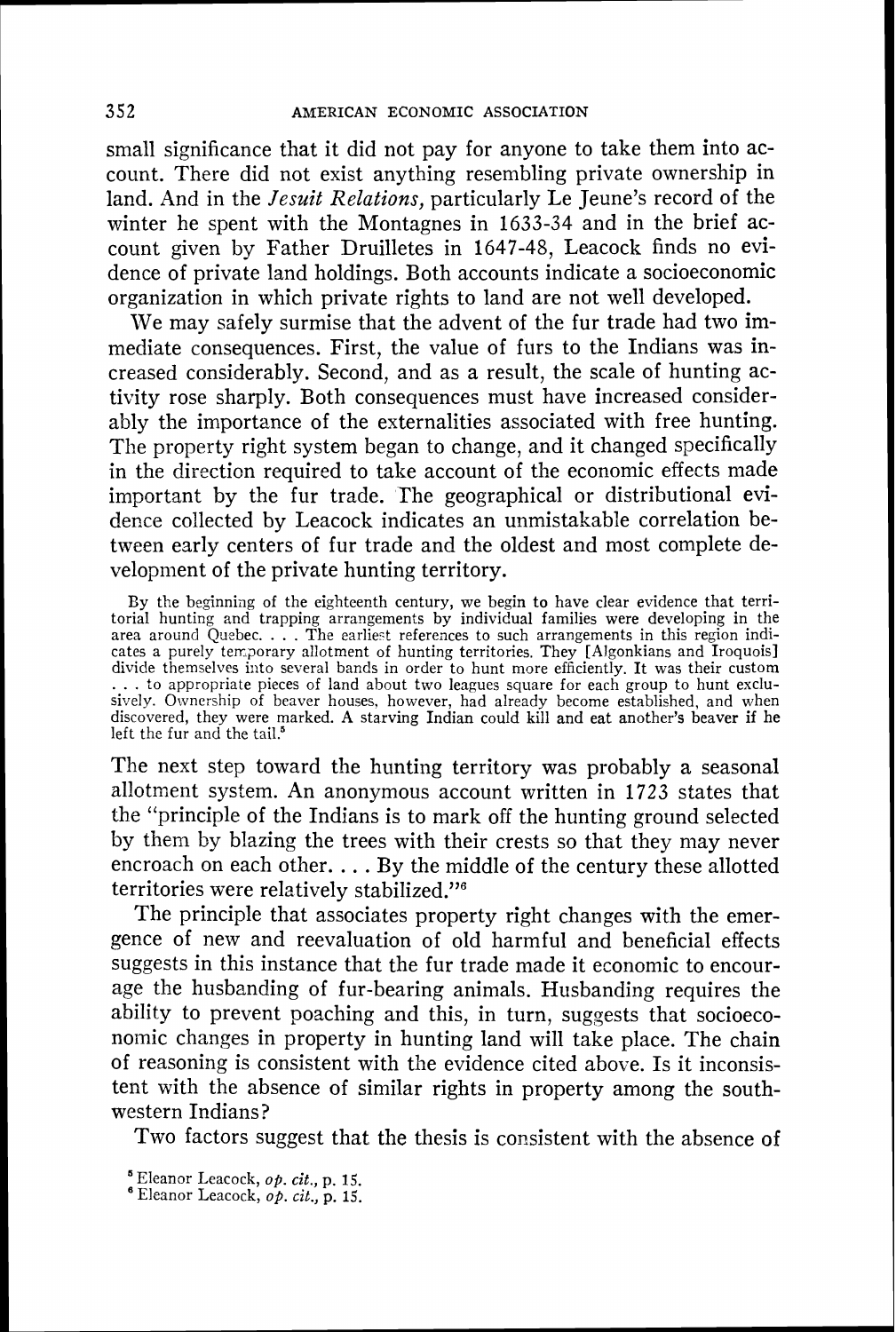small significance that it did not pay for anyone to take them into account. There did not exist anything resembling private ownership in land. And in the *Jesuit Relations,* particularly Le Jeune's record of the winter he spent with the Montagnes in 1633-34 and in the brief account given by Father Druilletes in 1647-48, Leacock finds no evidence of private land holdings. Both accounts indicate a socioeconomic organization in which private rights to land are not well developed.

We may safely surmise that the advent of the fur trade had two immediate consequences. First, the value of furs to the Indians was increased considerably. Second, and as a result, the scale of hunting activity rose sharply. Both consequences must have increased considerably the importance of the externalities associated with free hunting. The property right system began to change, and it changed specifically in the direction required to take account of the economic effects made important by the fur trade. The geographical or distributional evidence collected by Leacock indicates an unmistakable correlation between early centers of fur trade and the oldest and most complete development of the private hunting territory.

> By the beginning of the eighteenth century, we begin to have clear evidence that territorial hunting and trapping arrangements by individual families were developing in the area around Quebec. . . . The earliest references to such arrangements in this region indicates a purely temporary allotment of hunting territories. They [Algonkians and Iroquois] divide themselves into several bands in order to hunt more efficiently. It was their custom . . . to appropriate pieces of land about two leagues square for each group to hunt exclusively. Ownership of beaver houses, however, had already become established, and when discovered, they were marked. A starving Indian could kill and eat another's beaver if he left the fur and the tail.[5]

The next step toward the hunting territory was probably a seasonal allotment system. An anonymous account written in 1723 states that the "principle of the Indians is to mark off the hunting ground selected by them by blazing the trees with their crests so that they may never encroach on each other. . . . By the middle of the century these allotted territories were relatively stabilized."[6]

The principle that associates property right changes with the emergence of new and reevaluation of old harmful and beneficial effects suggests in this instance that the fur trade made it economic to encourage the husbanding of fur-bearing animals. Husbanding requires the ability to prevent poaching and this, in turn, suggests that socioeconomic changes in property in hunting land will take place. The chain of reasoning is consistent with the evidence cited above. Is it inconsistent with the absence of similar rights in property among the southwestern Indians?

Two factors suggest that the thesis is consistent with the absence of

[5] Eleanor Leacock, *op. cit.,* p. 15.

[6] Eleanor Leacock, *op. cit.,* p. 15.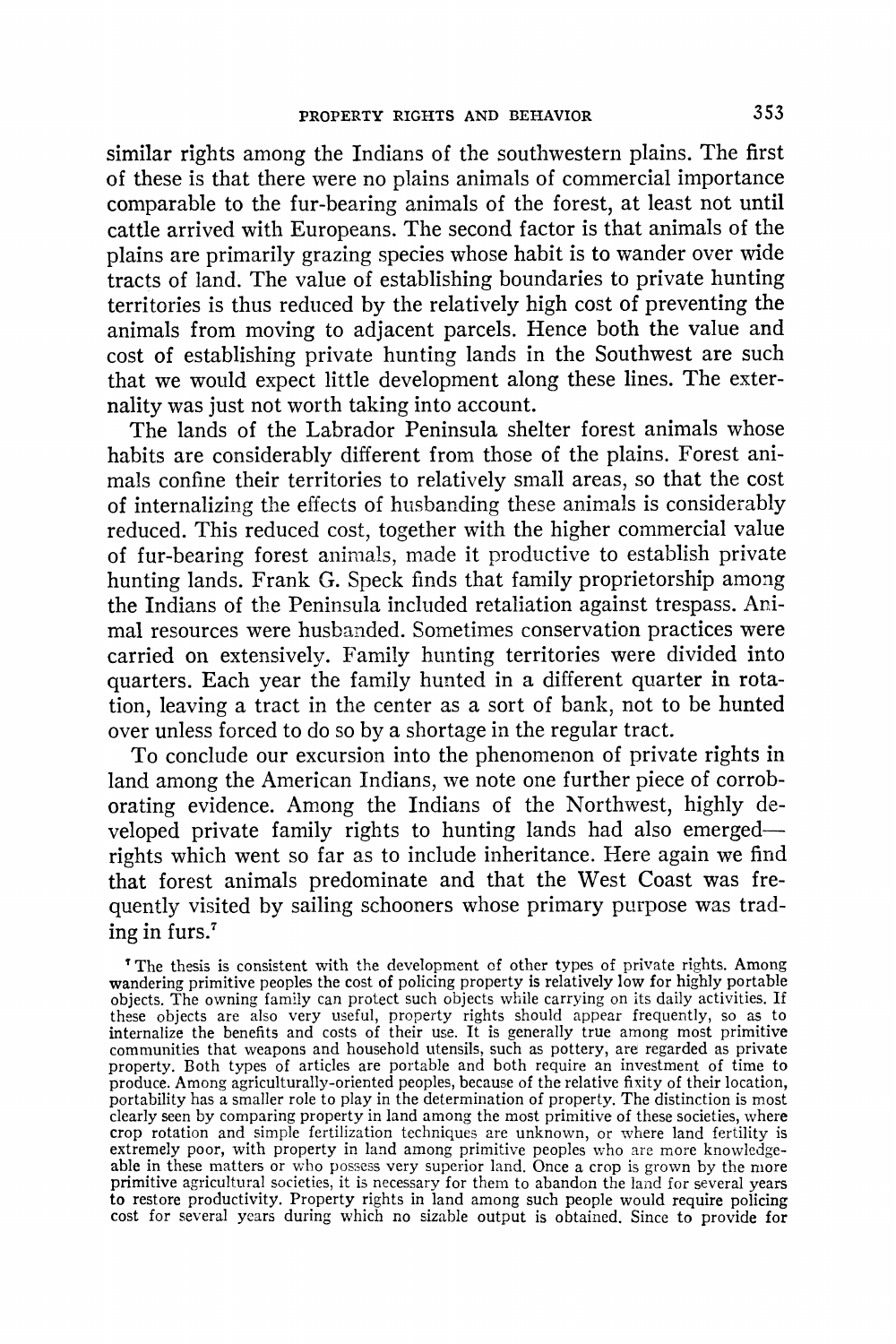similar rights among the Indians of the southwestern plains. The first of these is that there were no plains animals of commercial importance comparable to the fur-bearing animals of the forest, at least not until cattle arrived with Europeans. The second factor is that animals of the plains are primarily grazing species whose habit is to wander over wide tracts of land. The value of establishing boundaries to private hunting territories is thus reduced by the relatively high cost of preventing the animals from moving to adjacent parcels. Hence both the value and cost of establishing private hunting lands in the Southwest are such that we would expect little development along these lines. The externality was just not worth taking into account.

The lands of the Labrador Peninsula shelter forest animals whose habits are considerably different from those of the plains. Forest animals confine their territories to relatively small areas, so that the cost of internalizing the effects of husbanding these animals is considerably reduced. This reduced cost, together with the higher commercial value of fur-bearing forest animals, made it productive to establish private hunting lands. Frank G. Speck finds that family proprietorship among the Indians of the Peninsula included retaliation against trespass. Animal resources were husbanded. Sometimes conservation practices were carried on extensively. Family hunting territories were divided into quarters. Each year the family hunted in a different quarter in rotation, leaving a tract in the center as a sort of bank, not to be hunted over unless forced to do so by a shortage in the regular tract.

To conclude our excursion into the phenomenon of private rights in land among the American Indians, we note one further piece of corroborating evidence. Among the Indians of the Northwest, highly developed private family rights to hunting lands had also emerged—rights which went so far as to include inheritance. Here again we find that forest animals predominate and that the West Coast was frequently visited by sailing schooners whose primary purpose was trading in furs.[7]

[7] The thesis is consistent with the development of other types of private rights. Among wandering primitive peoples the cost of policing property is relatively low for highly portable objects. The owning family can protect such objects while carrying on its daily activities. If these objects are also very useful, property rights should appear frequently, so as to internalize the benefits and costs of their use. It is generally true among most primitive communities that weapons and household utensils, such as pottery, are regarded as private property. Both types of articles are portable and both require an investment of time to produce. Among agriculturally-oriented peoples, because of the relative fixity of their location, portability has a smaller role to play in the determination of property. The distinction is most clearly seen by comparing property in land among the most primitive of these societies, where crop rotation and simple fertilization techniques are unknown, or where land fertility is extremely poor, with property in land among primitive peoples who are more knowledgeable in these matters or who possess very superior land. Once a crop is grown by the more primitive agricultural societies, it is necessary for them to abandon the land for several years to restore productivity. Property rights in land among such people would require policing cost for several years during which no sizable output is obtained. Since to provide for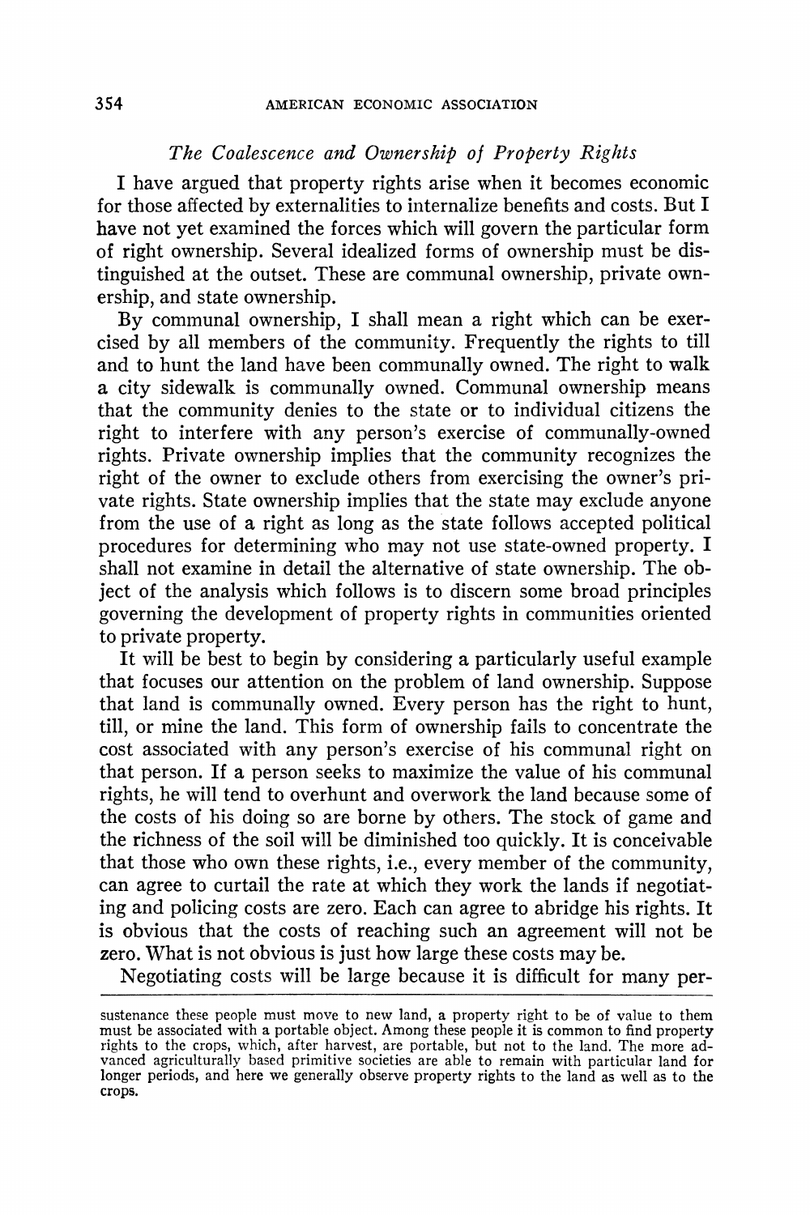### *The Coalescence and Ownership of Property Rights*

I have argued that property rights arise when it becomes economic for those affected by externalities to internalize benefits and costs. But I have not yet examined the forces which will govern the particular form of right ownership. Several idealized forms of ownership must be distinguished at the outset. These are communal ownership, private ownership, and state ownership.

By communal ownership, I shall mean a right which can be exercised by all members of the community. Frequently the rights to till and to hunt the land have been communally owned. The right to walk a city sidewalk is communally owned. Communal ownership means that the community denies to the state or to individual citizens the right to interfere with any person's exercise of communally-owned rights. Private ownership implies that the community recognizes the right of the owner to exclude others from exercising the owner's private rights. State ownership implies that the state may exclude anyone from the use of a right as long as the state follows accepted political procedures for determining who may not use state-owned property. I shall not examine in detail the alternative of state ownership. The object of the analysis which follows is to discern some broad principles governing the development of property rights in communities oriented to private property.

It will be best to begin by considering a particularly useful example that focuses our attention on the problem of land ownership. Suppose that land is communally owned. Every person has the right to hunt, till, or mine the land. This form of ownership fails to concentrate the cost associated with any person's exercise of his communal right on that person. If a person seeks to maximize the value of his communal rights, he will tend to overhunt and overwork the land because some of the costs of his doing so are borne by others. The stock of game and the richness of the soil will be diminished too quickly. It is conceivable that those who own these rights, i.e., every member of the community, can agree to curtail the rate at which they work the lands if negotiating and policing costs are zero. Each can agree to abridge his rights. It is obvious that the costs of reaching such an agreement will not be zero. What is not obvious is just how large these costs may be.

Negotiating costs will be large because it is difficult for many per-

---

sustenance these people must move to new land, a property right to be of value to them must be associated with a portable object. Among these people it is common to find property rights to the crops, which, after harvest, are portable, but not to the land. The more advanced agriculturally based primitive societies are able to remain with particular land for longer periods, and here we generally observe property rights to the land as well as to the crops.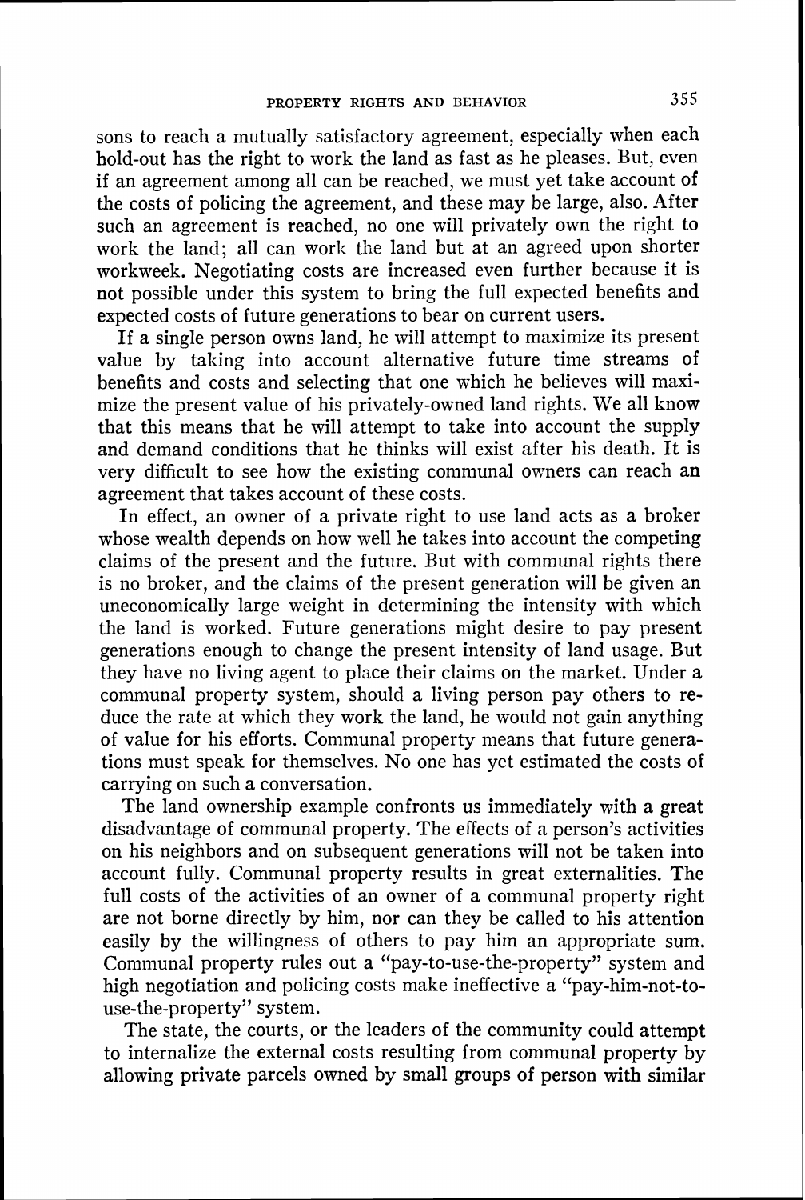sons to reach a mutually satisfactory agreement, especially when each hold-out has the right to work the land as fast as he pleases. But, even if an agreement among all can be reached, we must yet take account of the costs of policing the agreement, and these may be large, also. After such an agreement is reached, no one will privately own the right to work the land; all can work the land but at an agreed upon shorter workweek. Negotiating costs are increased even further because it is not possible under this system to bring the full expected benefits and expected costs of future generations to bear on current users.

If a single person owns land, he will attempt to maximize its present value by taking into account alternative future time streams of benefits and costs and selecting that one which he believes will maximize the present value of his privately-owned land rights. We all know that this means that he will attempt to take into account the supply and demand conditions that he thinks will exist after his death. It is very difficult to see how the existing communal owners can reach an agreement that takes account of these costs.

In effect, an owner of a private right to use land acts as a broker whose wealth depends on how well he takes into account the competing claims of the present and the future. But with communal rights there is no broker, and the claims of the present generation will be given an uneconomically large weight in determining the intensity with which the land is worked. Future generations might desire to pay present generations enough to change the present intensity of land usage. But they have no living agent to place their claims on the market. Under a communal property system, should a living person pay others to reduce the rate at which they work the land, he would not gain anything of value for his efforts. Communal property means that future generations must speak for themselves. No one has yet estimated the costs of carrying on such a conversation.

The land ownership example confronts us immediately with a great disadvantage of communal property. The effects of a person's activities on his neighbors and on subsequent generations will not be taken into account fully. Communal property results in great externalities. The full costs of the activities of an owner of a communal property right are not borne directly by him, nor can they be called to his attention easily by the willingness of others to pay him an appropriate sum. Communal property rules out a "pay-to-use-the-property" system and high negotiation and policing costs make ineffective a "pay-him-not-to-use-the-property" system.

The state, the courts, or the leaders of the community could attempt to internalize the external costs resulting from communal property by allowing private parcels owned by small groups of person with similar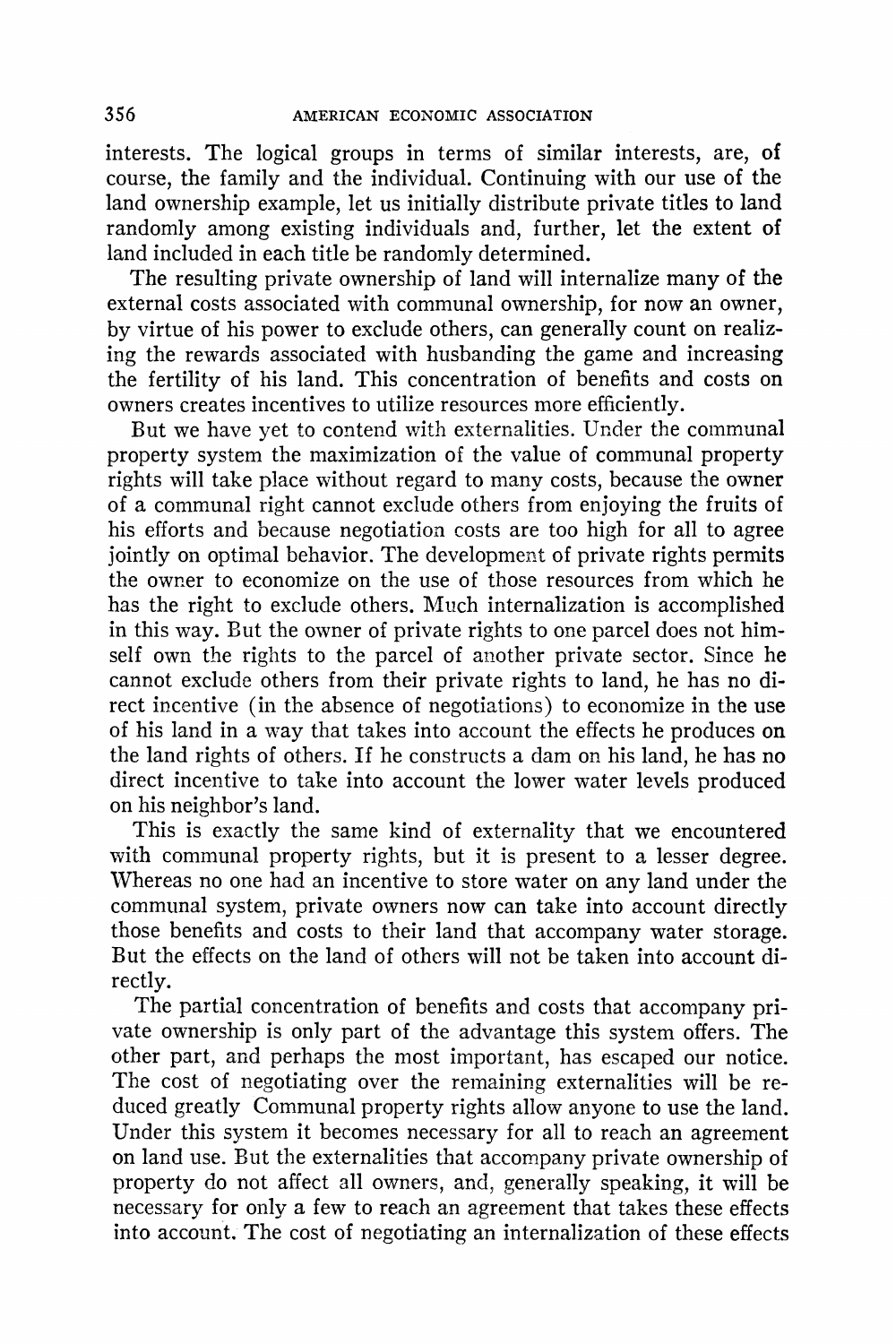interests. The logical groups in terms of similar interests, are, of course, the family and the individual. Continuing with our use of the land ownership example, let us initially distribute private titles to land randomly among existing individuals and, further, let the extent of land included in each title be randomly determined.

The resulting private ownership of land will internalize many of the external costs associated with communal ownership, for now an owner, by virtue of his power to exclude others, can generally count on realizing the rewards associated with husbanding the game and increasing the fertility of his land. This concentration of benefits and costs on owners creates incentives to utilize resources more efficiently.

But we have yet to contend with externalities. Under the communal property system the maximization of the value of communal property rights will take place without regard to many costs, because the owner of a communal right cannot exclude others from enjoying the fruits of his efforts and because negotiation costs are too high for all to agree jointly on optimal behavior. The development of private rights permits the owner to economize on the use of those resources from which he has the right to exclude others. Much internalization is accomplished in this way. But the owner of private rights to one parcel does not himself own the rights to the parcel of another private sector. Since he cannot exclude others from their private rights to land, he has no direct incentive (in the absence of negotiations) to economize in the use of his land in a way that takes into account the effects he produces on the land rights of others. If he constructs a dam on his land, he has no direct incentive to take into account the lower water levels produced on his neighbor's land.

This is exactly the same kind of externality that we encountered with communal property rights, but it is present to a lesser degree. Whereas no one had an incentive to store water on any land under the communal system, private owners now can take into account directly those benefits and costs to their land that accompany water storage. But the effects on the land of others will not be taken into account directly.

The partial concentration of benefits and costs that accompany private ownership is only part of the advantage this system offers. The other part, and perhaps the most important, has escaped our notice. The cost of negotiating over the remaining externalities will be reduced greatly Communal property rights allow anyone to use the land. Under this system it becomes necessary for all to reach an agreement on land use. But the externalities that accompany private ownership of property do not affect all owners, and, generally speaking, it will be necessary for only a few to reach an agreement that takes these effects into account. The cost of negotiating an internalization of these effects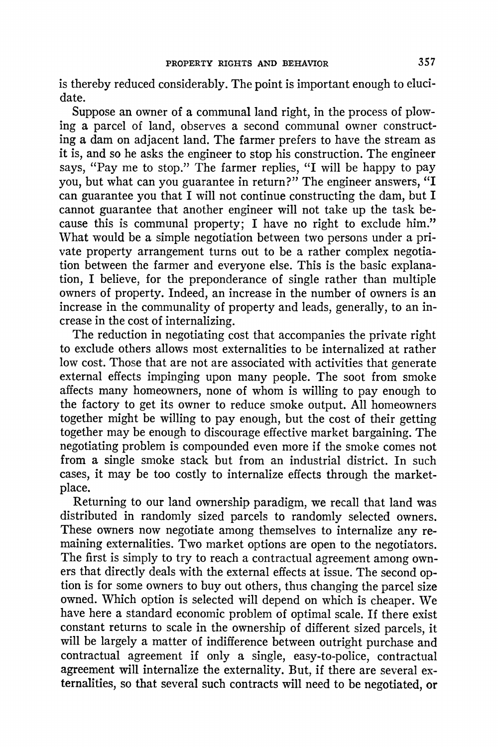is thereby reduced considerably. The point is important enough to elucidate.

Suppose an owner of a communal land right, in the process of plowing a parcel of land, observes a second communal owner constructing a dam on adjacent land. The farmer prefers to have the stream as it is, and so he asks the engineer to stop his construction. The engineer says, "Pay me to stop." The farmer replies, "I will be happy to pay you, but what can you guarantee in return?" The engineer answers, "I can guarantee you that I will not continue constructing the dam, but I cannot guarantee that another engineer will not take up the task because this is communal property; I have no right to exclude him." What would be a simple negotiation between two persons under a private property arrangement turns out to be a rather complex negotiation between the farmer and everyone else. This is the basic explanation, I believe, for the preponderance of single rather than multiple owners of property. Indeed, an increase in the number of owners is an increase in the communality of property and leads, generally, to an increase in the cost of internalizing.

The reduction in negotiating cost that accompanies the private right to exclude others allows most externalities to be internalized at rather low cost. Those that are not are associated with activities that generate external effects impinging upon many people. The soot from smoke affects many homeowners, none of whom is willing to pay enough to the factory to get its owner to reduce smoke output. All homeowners together might be willing to pay enough, but the cost of their getting together may be enough to discourage effective market bargaining. The negotiating problem is compounded even more if the smoke comes not from a single smoke stack but from an industrial district. In such cases, it may be too costly to internalize effects through the marketplace.

Returning to our land ownership paradigm, we recall that land was distributed in randomly sized parcels to randomly selected owners. These owners now negotiate among themselves to internalize any remaining externalities. Two market options are open to the negotiators. The first is simply to try to reach a contractual agreement among owners that directly deals with the external effects at issue. The second option is for some owners to buy out others, thus changing the parcel size owned. Which option is selected will depend on which is cheaper. We have here a standard economic problem of optimal scale. If there exist constant returns to scale in the ownership of different sized parcels, it will be largely a matter of indifference between outright purchase and contractual agreement if only a single, easy-to-police, contractual agreement will internalize the externality. But, if there are several externalities, so that several such contracts will need to be negotiated, or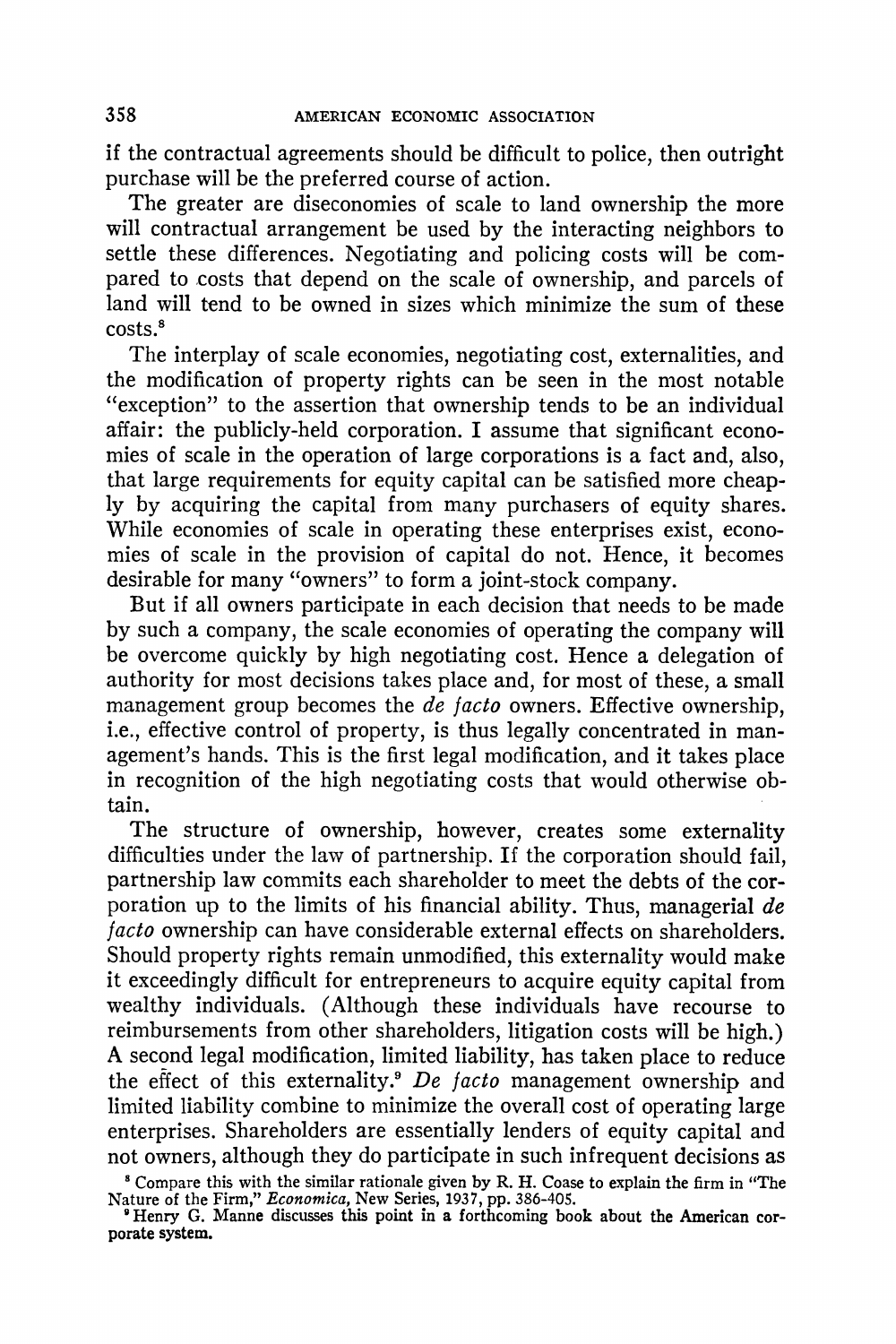if the contractual agreements should be difficult to police, then outright purchase will be the preferred course of action.

The greater are diseconomies of scale to land ownership the more will contractual arrangement be used by the interacting neighbors to settle these differences. Negotiating and policing costs will be compared to costs that depend on the scale of ownership, and parcels of land will tend to be owned in sizes which minimize the sum of these costs.[8]

The interplay of scale economies, negotiating cost, externalities, and the modification of property rights can be seen in the most notable "exception" to the assertion that ownership tends to be an individual affair: the publicly-held corporation. I assume that significant economies of scale in the operation of large corporations is a fact and, also, that large requirements for equity capital can be satisfied more cheaply by acquiring the capital from many purchasers of equity shares. While economies of scale in operating these enterprises exist, economies of scale in the provision of capital do not. Hence, it becomes desirable for many "owners" to form a joint-stock company.

But if all owners participate in each decision that needs to be made by such a company, the scale economies of operating the company will be overcome quickly by high negotiating cost. Hence a delegation of authority for most decisions takes place and, for most of these, a small management group becomes the *de facto* owners. Effective ownership, i.e., effective control of property, is thus legally concentrated in management's hands. This is the first legal modification, and it takes place in recognition of the high negotiating costs that would otherwise obtain.

The structure of ownership, however, creates some externality difficulties under the law of partnership. If the corporation should fail, partnership law commits each shareholder to meet the debts of the corporation up to the limits of his financial ability. Thus, managerial *de facto* ownership can have considerable external effects on shareholders. Should property rights remain unmodified, this externality would make it exceedingly difficult for entrepreneurs to acquire equity capital from wealthy individuals. (Although these individuals have recourse to reimbursements from other shareholders, litigation costs will be high.) A second legal modification, limited liability, has taken place to reduce the effect of this externality.[9] *De facto* management ownership and limited liability combine to minimize the overall cost of operating large enterprises. Shareholders are essentially lenders of equity capital and not owners, although they do participate in such infrequent decisions as

[8] Compare this with the similar rationale given by R. H. Coase to explain the firm in "The Nature of the Firm," *Economica*, New Series, 1937, pp. 386-405.

[9] Henry G. Manne discusses this point in a forthcoming book about the American corporate system.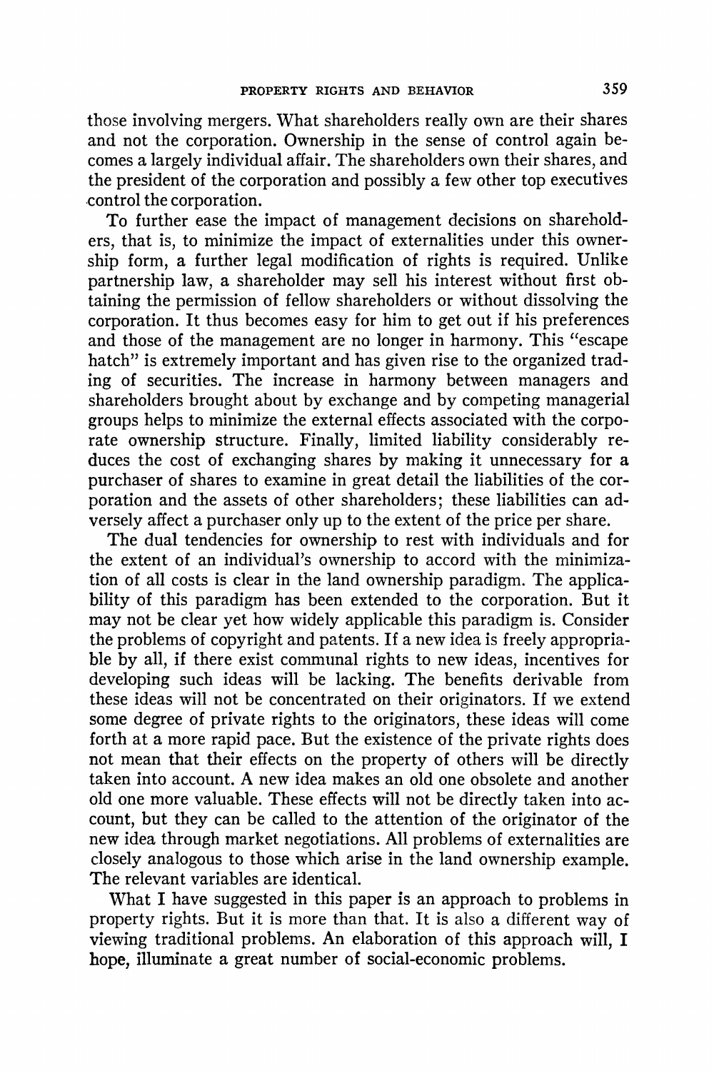those involving mergers. What shareholders really own are their shares and not the corporation. Ownership in the sense of control again becomes a largely individual affair. The shareholders own their shares, and the president of the corporation and possibly a few other top executives control the corporation.

To further ease the impact of management decisions on shareholders, that is, to minimize the impact of externalities under this ownership form, a further legal modification of rights is required. Unlike partnership law, a shareholder may sell his interest without first obtaining the permission of fellow shareholders or without dissolving the corporation. It thus becomes easy for him to get out if his preferences and those of the management are no longer in harmony. This "escape hatch" is extremely important and has given rise to the organized trading of securities. The increase in harmony between managers and shareholders brought about by exchange and by competing managerial groups helps to minimize the external effects associated with the corporate ownership structure. Finally, limited liability considerably reduces the cost of exchanging shares by making it unnecessary for a purchaser of shares to examine in great detail the liabilities of the corporation and the assets of other shareholders; these liabilities can adversely affect a purchaser only up to the extent of the price per share.

The dual tendencies for ownership to rest with individuals and for the extent of an individual's ownership to accord with the minimization of all costs is clear in the land ownership paradigm. The applicability of this paradigm has been extended to the corporation. But it may not be clear yet how widely applicable this paradigm is. Consider the problems of copyright and patents. If a new idea is freely appropriable by all, if there exist communal rights to new ideas, incentives for developing such ideas will be lacking. The benefits derivable from these ideas will not be concentrated on their originators. If we extend some degree of private rights to the originators, these ideas will come forth at a more rapid pace. But the existence of the private rights does not mean that their effects on the property of others will be directly taken into account. A new idea makes an old one obsolete and another old one more valuable. These effects will not be directly taken into account, but they can be called to the attention of the originator of the new idea through market negotiations. All problems of externalities are closely analogous to those which arise in the land ownership example. The relevant variables are identical.

What I have suggested in this paper is an approach to problems in property rights. But it is more than that. It is also a different way of viewing traditional problems. An elaboration of this approach will, I hope, illuminate a great number of social-economic problems.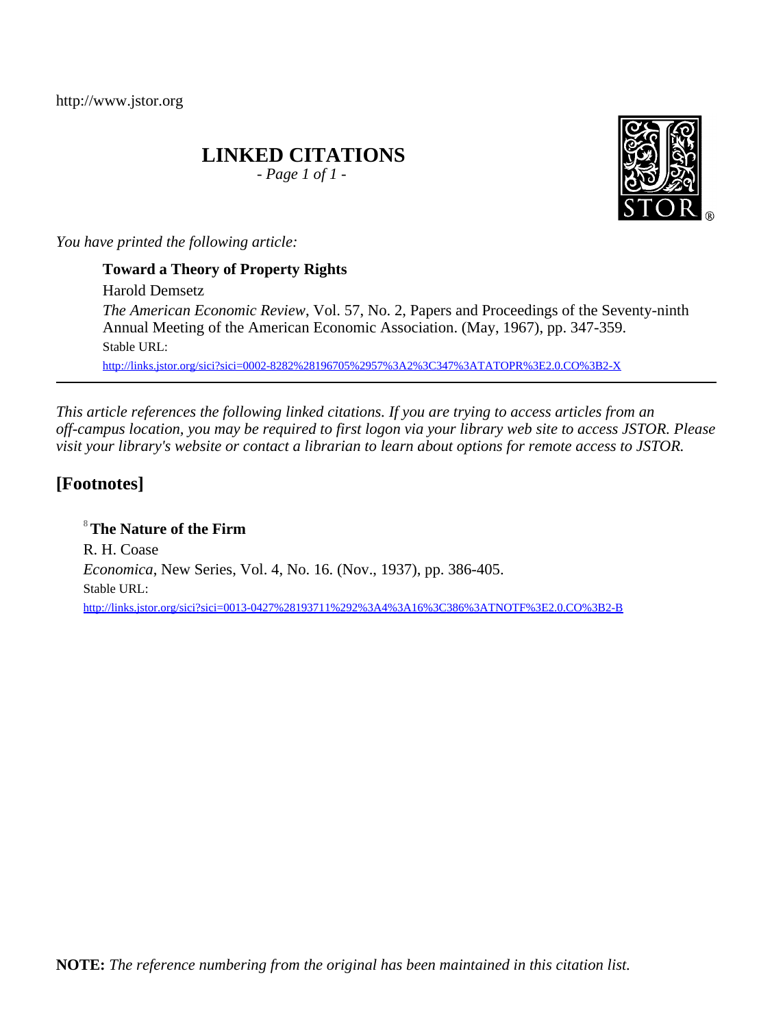http://www.jstor.org

# LINKED CITATIONS

*- Page 1 of 1 -*

*You have printed the following article:*

**Toward a Theory of Property Rights**
Harold Demsetz
*The American Economic Review*, Vol. 57, No. 2, Papers and Proceedings of the Seventy-ninth Annual Meeting of the American Economic Association. (May, 1967), pp. 347-359.
Stable URL:
http://links.jstor.org/sici?sici=0002-8282%28196705%2957%3A2%3C347%3ATATOPR%3E2.0.CO%3B2-X

---

*This article references the following linked citations. If you are trying to access articles from an off-campus location, you may be required to first logon via your library web site to access JSTOR. Please visit your library's website or contact a librarian to learn about options for remote access to JSTOR.*

## [Footnotes]

[8] **The Nature of the Firm**
R. H. Coase
*Economica*, New Series, Vol. 4, No. 16. (Nov., 1937), pp. 386-405.
Stable URL:
http://links.jstor.org/sici?sici=0013-0427%28193711%292%3A4%3A16%3C386%3ATNOTF%3E2.0.CO%3B2-B

**NOTE:** *The reference numbering from the original has been maintained in this citation list.*